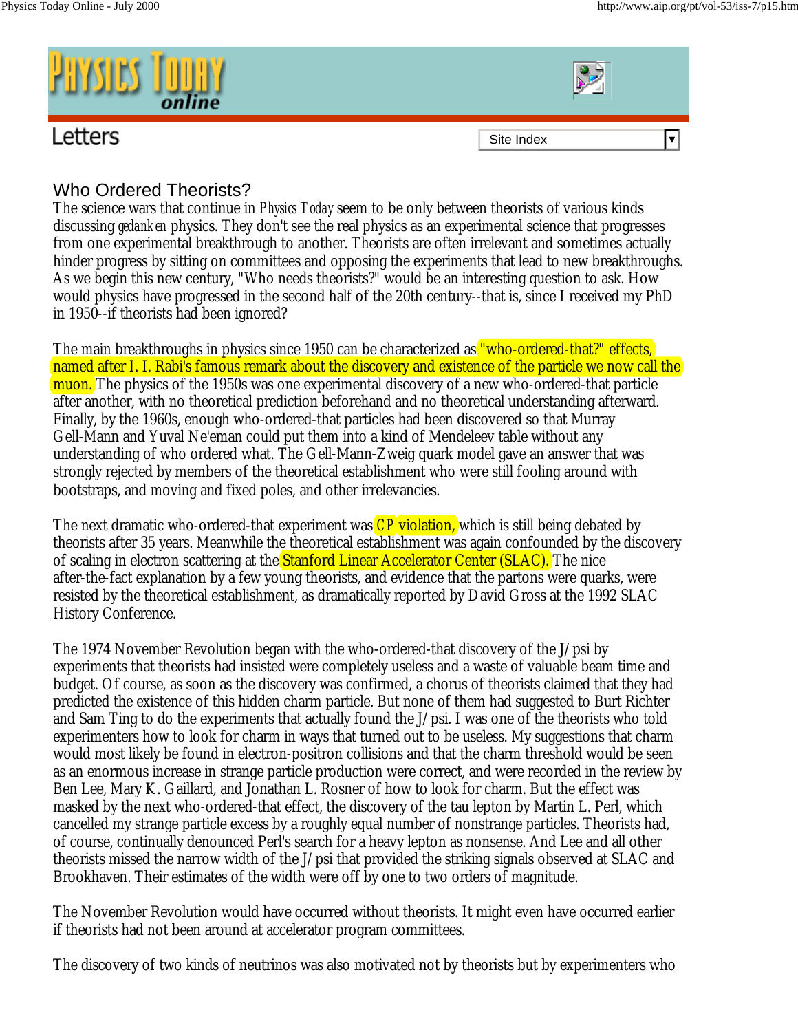# Letters

## Who Ordered Theorists?

The science wars that continue in *Physics Today* seem to be only between theorists of various kinds discussing *gedanken* physics. They don't see the real physics as an experimental science that progresses from one experimental breakthrough to another. Theorists are often irrelevant and sometimes actually hinder progress by sitting on committees and opposing the experiments that lead to new breakthroughs. As we begin this new century, "Who needs theorists?" would be an interesting question to ask. How would physics have progressed in the second half of the 20th century--that is, since I received my PhD in 1950--if theorists had been ignored?

The main breakthroughs in physics since 1950 can be characterized as "who-ordered-that?" effects, named after I. I. Rabi's famous remark about the discovery and existence of the particle we now call the muon. The physics of the 1950s was one experimental discovery of a new who-ordered-that particle after another, with no theoretical prediction beforehand and no theoretical understanding afterward. Finally, by the 1960s, enough who-ordered-that particles had been discovered so that Murray Gell-Mann and Yuval Ne'eman could put them into a kind of Mendeleev table without any understanding of who ordered what. The Gell-Mann-Zweig quark model gave an answer that was strongly rejected by members of the theoretical establishment who were still fooling around with bootstraps, and moving and fixed poles, and other irrelevancies.

The next dramatic who-ordered-that experiment was CP violation, which is still being debated by theorists after 35 years. Meanwhile the theoretical establishment was again confounded by the discovery of scaling in electron scattering at the Stanford Linear Accelerator Center (SLAC). The nice after-the-fact explanation by a few young theorists, and evidence that the partons were quarks, were resisted by the theoretical establishment, as dramatically reported by David Gross at the 1992 SLAC History Conference.

The 1974 November Revolution began with the who-ordered-that discovery of the J/psi by experiments that theorists had insisted were completely useless and a waste of valuable beam time and budget. Of course, as soon as the discovery was confirmed, a chorus of theorists claimed that they had predicted the existence of this hidden charm particle. But none of them had suggested to Burt Richter and Sam Ting to do the experiments that actually found the J/psi. I was one of the theorists who told experimenters how to look for charm in ways that turned out to be useless. My suggestions that charm would most likely be found in electron-positron collisions and that the charm threshold would be seen as an enormous increase in strange particle production were correct, and were recorded in the review by Ben Lee, Mary K. Gaillard, and Jonathan L. Rosner of how to look for charm. But the effect was masked by the next who-ordered-that effect, the discovery of the tau lepton by Martin L. Perl, which cancelled my strange particle excess by a roughly equal number of nonstrange particles. Theorists had, of course, continually denounced Perl's search for a heavy lepton as nonsense. And Lee and all other theorists missed the narrow width of the J/psi that provided the striking signals observed at SLAC and Brookhaven. Their estimates of the width were off by one to two orders of magnitude.

The November Revolution would have occurred without theorists. It might even have occurred earlier if theorists had not been around at accelerator program committees.

The discovery of two kinds of neutrinos was also motivated not by theorists but by experimenters who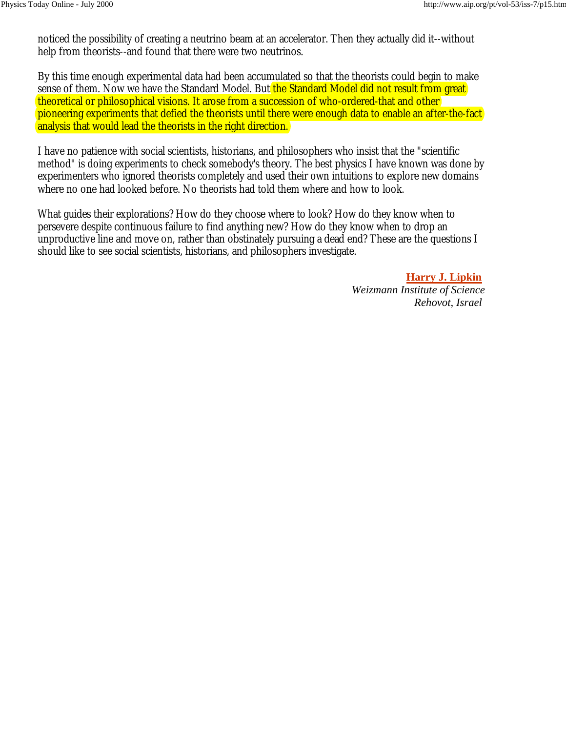noticed the possibility of creating a neutrino beam at an accelerator. Then they actually did it--without help from theorists--and found that there were two neutrinos.

By this time enough experimental data had been accumulated so that the theorists could begin to make sense of them. Now we have the Standard Model. But the Standard Model did not result from great theoretical or philosophical visions. It arose from a succession of who-ordered-that and other pioneering experiments that defied the theorists until there were enough data to enable an after-the-fact analysis that would lead the theorists in the right direction.

I have no patience with social scientists, historians, and philosophers who insist that the "scientific method" is doing experiments to check somebody's theory. The best physics I have known was done by experimenters who ignored theorists completely and used their own intuitions to explore new domains where no one had looked before. No theorists had told them where and how to look.

What guides their explorations? How do they choose where to look? How do they know when to persevere despite continuous failure to find anything new? How do they know when to drop an unproductive line and move on, rather than obstinately pursuing a dead end? These are the questions I should like to see social scientists, historians, and philosophers investigate.

**Harry J. Lipkin**
*Weizmann Institute of Science*
*Rehovot, Israel*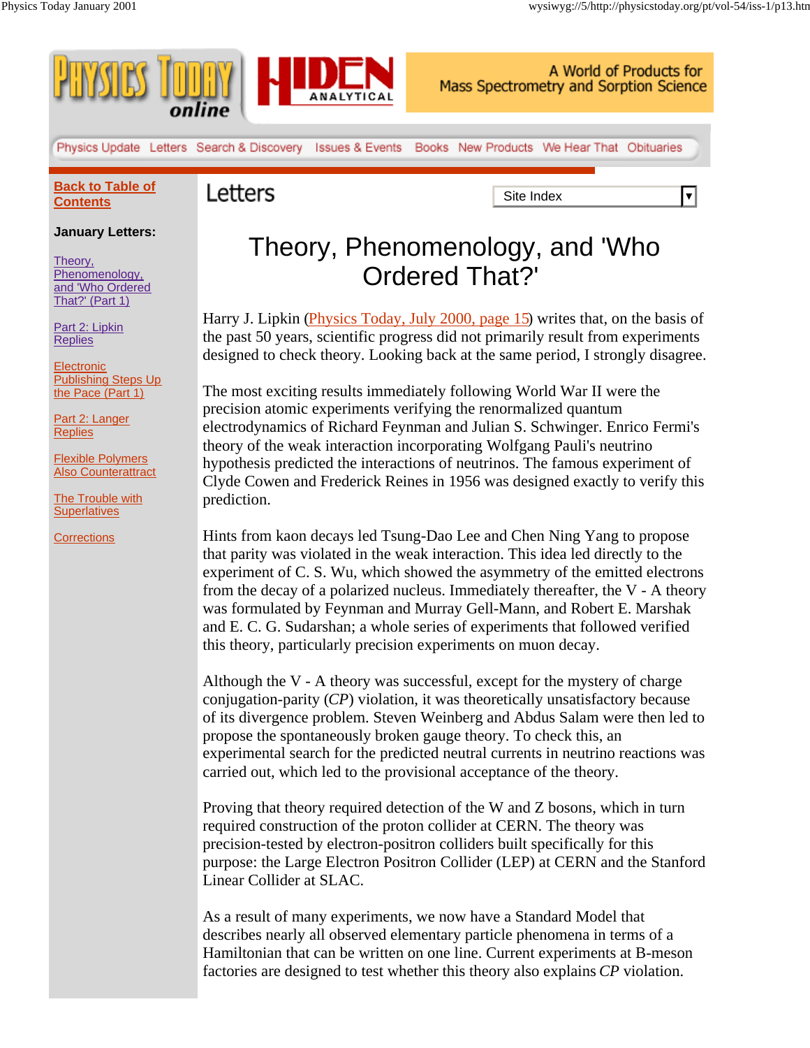Back to Table of Contents

**January Letters:**

Theory, Phenomenology, and 'Who Ordered That?' (Part 1)

Part 2: Lipkin Replies

Electronic Publishing Steps Up the Pace (Part 1)

Part 2: Langer Replies

Flexible Polymers Also Counterattract

The Trouble with Superlatives

Corrections

# Letters

# Theory, Phenomenology, and 'Who Ordered That?'

Harry J. Lipkin (Physics Today, July 2000, page 15) writes that, on the basis of the past 50 years, scientific progress did not primarily result from experiments designed to check theory. Looking back at the same period, I strongly disagree.

The most exciting results immediately following World War II were the precision atomic experiments verifying the renormalized quantum electrodynamics of Richard Feynman and Julian S. Schwinger. Enrico Fermi's theory of the weak interaction incorporating Wolfgang Pauli's neutrino hypothesis predicted the interactions of neutrinos. The famous experiment of Clyde Cowen and Frederick Reines in 1956 was designed exactly to verify this prediction.

Hints from kaon decays led Tsung-Dao Lee and Chen Ning Yang to propose that parity was violated in the weak interaction. This idea led directly to the experiment of C. S. Wu, which showed the asymmetry of the emitted electrons from the decay of a polarized nucleus. Immediately thereafter, the V - A theory was formulated by Feynman and Murray Gell-Mann, and Robert E. Marshak and E. C. G. Sudarshan; a whole series of experiments that followed verified this theory, particularly precision experiments on muon decay.

Although the V - A theory was successful, except for the mystery of charge conjugation-parity (*CP*) violation, it was theoretically unsatisfactory because of its divergence problem. Steven Weinberg and Abdus Salam were then led to propose the spontaneously broken gauge theory. To check this, an experimental search for the predicted neutral currents in neutrino reactions was carried out, which led to the provisional acceptance of the theory.

Proving that theory required detection of the W and Z bosons, which in turn required construction of the proton collider at CERN. The theory was precision-tested by electron-positron colliders built specifically for this purpose: the Large Electron Positron Collider (LEP) at CERN and the Stanford Linear Collider at SLAC.

As a result of many experiments, we now have a Standard Model that describes nearly all observed elementary particle phenomena in terms of a Hamiltonian that can be written on one line. Current experiments at B-meson factories are designed to test whether this theory also explains *CP* violation.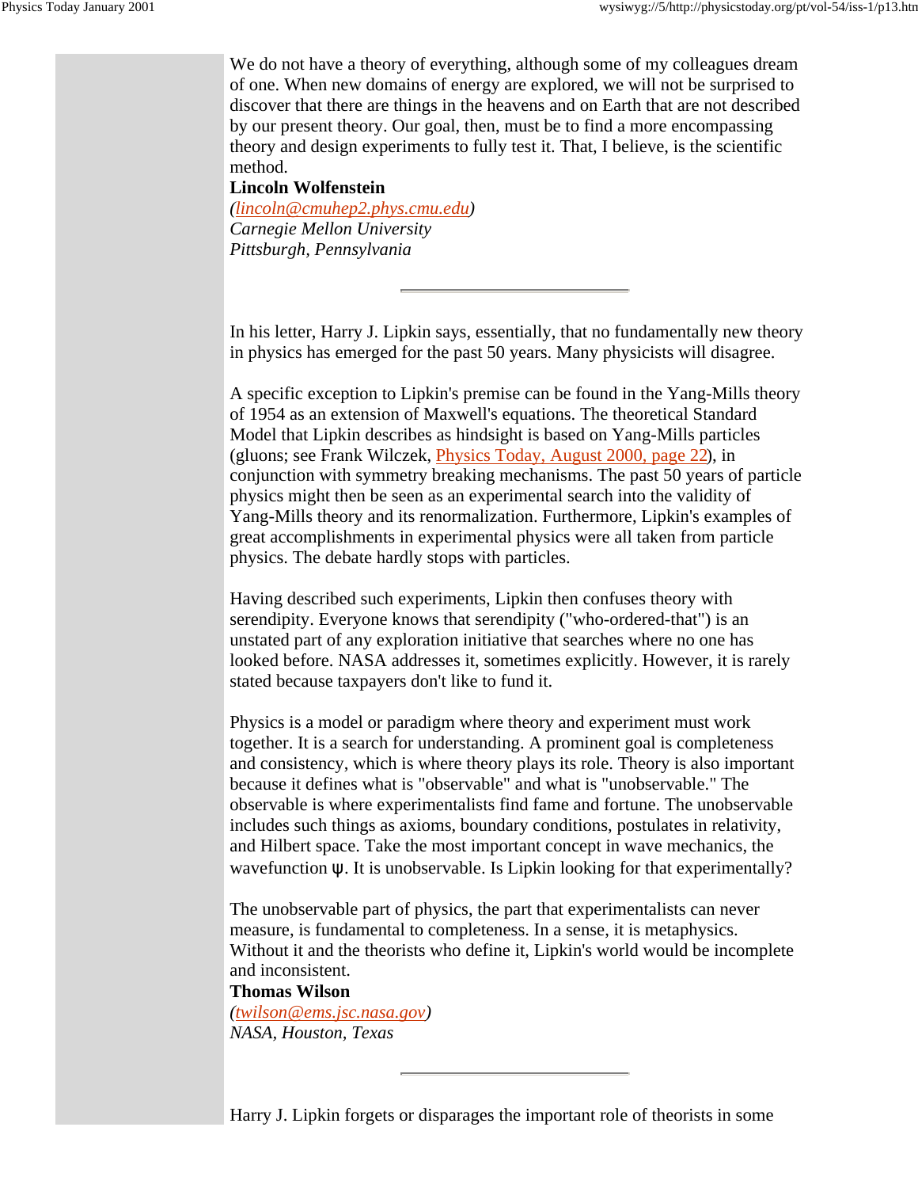We do not have a theory of everything, although some of my colleagues dream of one. When new domains of energy are explored, we will not be surprised to discover that there are things in the heavens and on Earth that are not described by our present theory. Our goal, then, must be to find a more encompassing theory and design experiments to fully test it. That, I believe, is the scientific method.

**Lincoln Wolfenstein**
*(lincoln@cmuhep2.phys.cmu.edu)*
*Carnegie Mellon University*
*Pittsburgh, Pennsylvania*

---

In his letter, Harry J. Lipkin says, essentially, that no fundamentally new theory in physics has emerged for the past 50 years. Many physicists will disagree.

A specific exception to Lipkin's premise can be found in the Yang-Mills theory of 1954 as an extension of Maxwell's equations. The theoretical Standard Model that Lipkin describes as hindsight is based on Yang-Mills particles (gluons; see Frank Wilczek, Physics Today, August 2000, page 22), in conjunction with symmetry breaking mechanisms. The past 50 years of particle physics might then be seen as an experimental search into the validity of Yang-Mills theory and its renormalization. Furthermore, Lipkin's examples of great accomplishments in experimental physics were all taken from particle physics. The debate hardly stops with particles.

Having described such experiments, Lipkin then confuses theory with serendipity. Everyone knows that serendipity ("who-ordered-that") is an unstated part of any exploration initiative that searches where no one has looked before. NASA addresses it, sometimes explicitly. However, it is rarely stated because taxpayers don't like to fund it.

Physics is a model or paradigm where theory and experiment must work together. It is a search for understanding. A prominent goal is completeness and consistency, which is where theory plays its role. Theory is also important because it defines what is "observable" and what is "unobservable." The observable is where experimentalists find fame and fortune. The unobservable includes such things as axioms, boundary conditions, postulates in relativity, and Hilbert space. Take the most important concept in wave mechanics, the wavefunction $\psi$. It is unobservable. Is Lipkin looking for that experimentally?

The unobservable part of physics, the part that experimentalists can never measure, is fundamental to completeness. In a sense, it is metaphysics. Without it and the theorists who define it, Lipkin's world would be incomplete and inconsistent.

**Thomas Wilson**
*(twilson@ems.jsc.nasa.gov)*
*NASA, Houston, Texas*

---

Harry J. Lipkin forgets or disparages the important role of theorists in some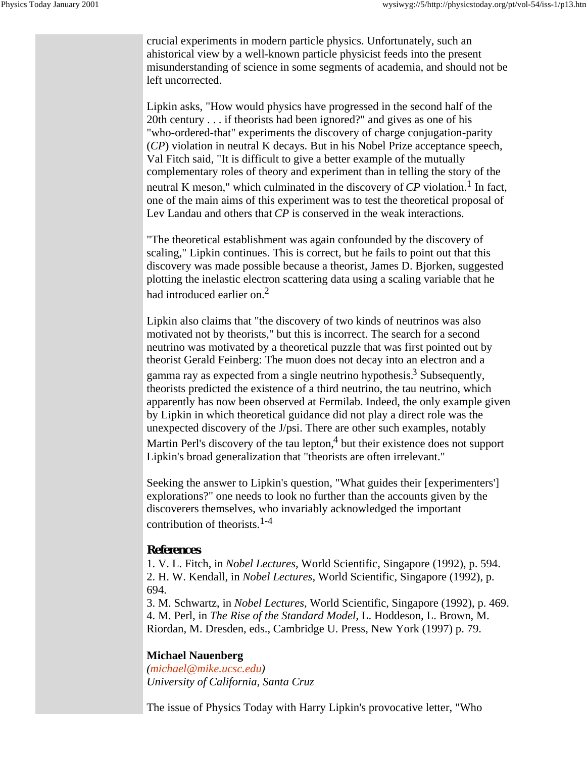crucial experiments in modern particle physics. Unfortunately, such an ahistorical view by a well-known particle physicist feeds into the present misunderstanding of science in some segments of academia, and should not be left uncorrected.

Lipkin asks, "How would physics have progressed in the second half of the 20th century . . . if theorists had been ignored?" and gives as one of his "who-ordered-that" experiments the discovery of charge conjugation-parity (*CP*) violation in neutral K decays. But in his Nobel Prize acceptance speech, Val Fitch said, "It is difficult to give a better example of the mutually complementary roles of theory and experiment than in telling the story of the neutral K meson," which culminated in the discovery of *CP* violation.[1] In fact, one of the main aims of this experiment was to test the theoretical proposal of Lev Landau and others that *CP* is conserved in the weak interactions.

"The theoretical establishment was again confounded by the discovery of scaling," Lipkin continues. This is correct, but he fails to point out that this discovery was made possible because a theorist, James D. Bjorken, suggested plotting the inelastic electron scattering data using a scaling variable that he had introduced earlier on.[2]

Lipkin also claims that "the discovery of two kinds of neutrinos was also motivated not by theorists," but this is incorrect. The search for a second neutrino was motivated by a theoretical puzzle that was first pointed out by theorist Gerald Feinberg: The muon does not decay into an electron and a gamma ray as expected from a single neutrino hypothesis.[3] Subsequently, theorists predicted the existence of a third neutrino, the tau neutrino, which apparently has now been observed at Fermilab. Indeed, the only example given by Lipkin in which theoretical guidance did not play a direct role was the unexpected discovery of the J/psi. There are other such examples, notably Martin Perl's discovery of the tau lepton,[4] but their existence does not support Lipkin's broad generalization that "theorists are often irrelevant."

Seeking the answer to Lipkin's question, "What guides their [experimenters'] explorations?" one needs to look no further than the accounts given by the discoverers themselves, who invariably acknowledged the important contribution of theorists.[1-4]

### References

1. V. L. Fitch, in *Nobel Lectures*, World Scientific, Singapore (1992), p. 594.
2. H. W. Kendall, in *Nobel Lectures*, World Scientific, Singapore (1992), p. 694.
3. M. Schwartz, in *Nobel Lectures*, World Scientific, Singapore (1992), p. 469.
4. M. Perl, in *The Rise of the Standard Model*, L. Hoddeson, L. Brown, M. Riordan, M. Dresden, eds., Cambridge U. Press, New York (1997) p. 79.

**Michael Nauenberg**
*(michael@mike.ucsc.edu)*
*University of California, Santa Cruz*

The issue of Physics Today with Harry Lipkin's provocative letter, "Who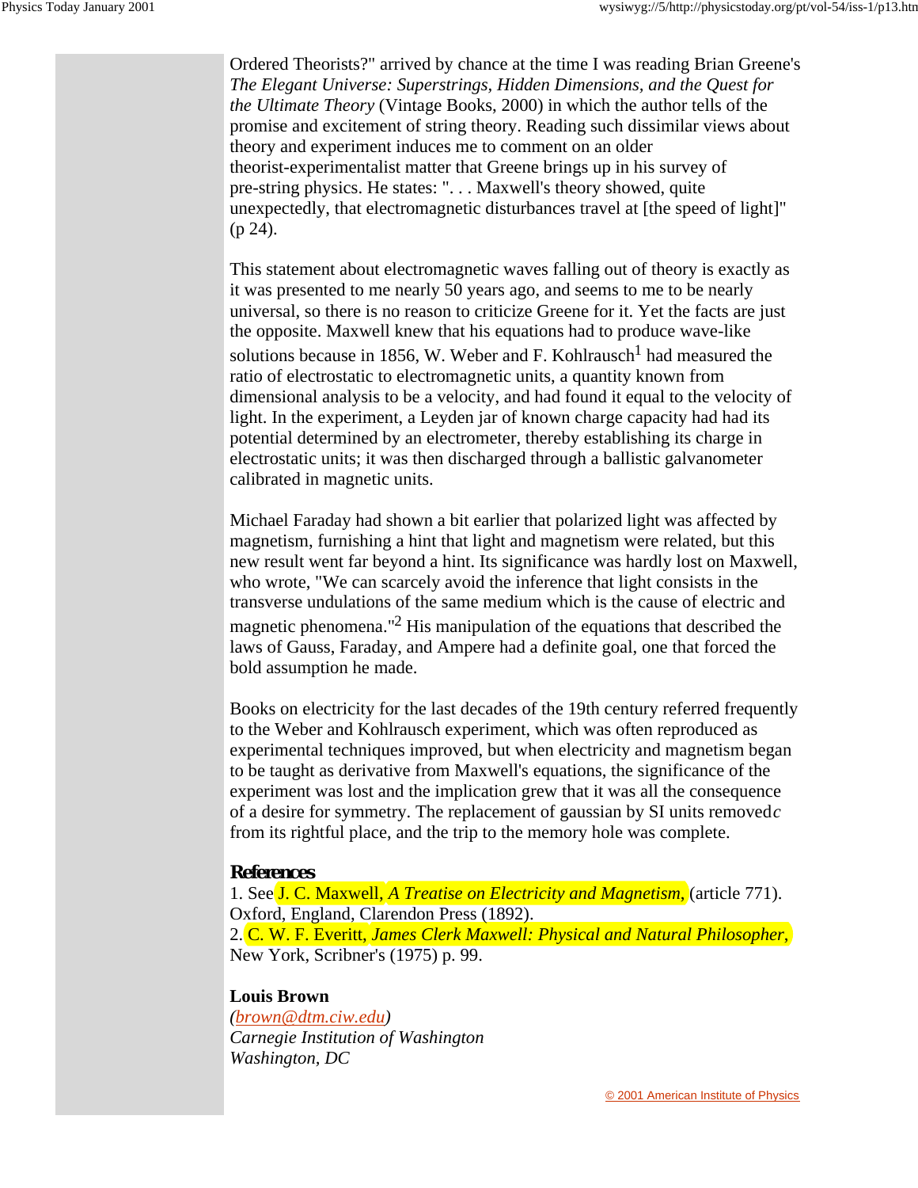Ordered Theorists?" arrived by chance at the time I was reading Brian Greene's *The Elegant Universe: Superstrings, Hidden Dimensions, and the Quest for the Ultimate Theory* (Vintage Books, 2000) in which the author tells of the promise and excitement of string theory. Reading such dissimilar views about theory and experiment induces me to comment on an older theorist-experimentalist matter that Greene brings up in his survey of pre-string physics. He states: ". . . Maxwell's theory showed, quite unexpectedly, that electromagnetic disturbances travel at [the speed of light]" (p 24).

This statement about electromagnetic waves falling out of theory is exactly as it was presented to me nearly 50 years ago, and seems to me to be nearly universal, so there is no reason to criticize Greene for it. Yet the facts are just the opposite. Maxwell knew that his equations had to produce wave-like solutions because in 1856, W. Weber and F. Kohlrausch[1] had measured the ratio of electrostatic to electromagnetic units, a quantity known from dimensional analysis to be a velocity, and had found it equal to the velocity of light. In the experiment, a Leyden jar of known charge capacity had had its potential determined by an electrometer, thereby establishing its charge in electrostatic units; it was then discharged through a ballistic galvanometer calibrated in magnetic units.

Michael Faraday had shown a bit earlier that polarized light was affected by magnetism, furnishing a hint that light and magnetism were related, but this new result went far beyond a hint. Its significance was hardly lost on Maxwell, who wrote, "We can scarcely avoid the inference that light consists in the transverse undulations of the same medium which is the cause of electric and magnetic phenomena."[2] His manipulation of the equations that described the laws of Gauss, Faraday, and Ampere had a definite goal, one that forced the bold assumption he made.

Books on electricity for the last decades of the 19th century referred frequently to the Weber and Kohlrausch experiment, which was often reproduced as experimental techniques improved, but when electricity and magnetism began to be taught as derivative from Maxwell's equations, the significance of the experiment was lost and the implication grew that it was all the consequence of a desire for symmetry. The replacement of gaussian by SI units removed $c$ from its rightful place, and the trip to the memory hole was complete.

**References**

1. See J. C. Maxwell, *A Treatise on Electricity and Magnetism,* (article 771). Oxford, England, Clarendon Press (1892).
2. C. W. F. Everitt, *James Clerk Maxwell: Physical and Natural Philosopher,* New York, Scribner's (1975) p. 99.

**Louis Brown**
*(brown@dtm.ciw.edu)*
*Carnegie Institution of Washington*
*Washington, DC*

© 2001 American Institute of Physics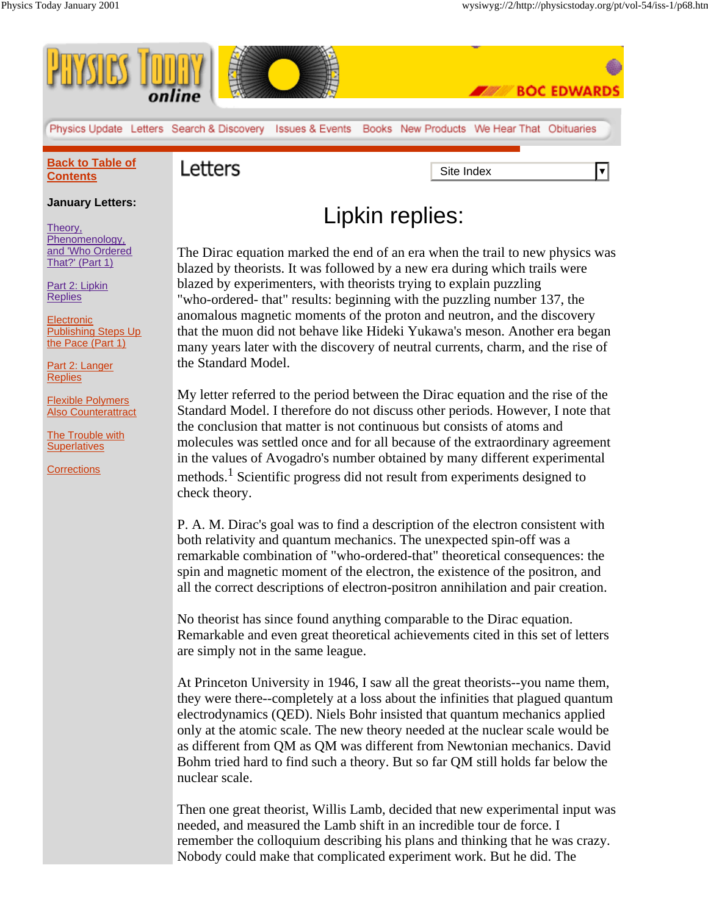# Letters

## Lipkin replies:

The Dirac equation marked the end of an era when the trail to new physics was blazed by theorists. It was followed by a new era during which trails were blazed by experimenters, with theorists trying to explain puzzling "who-ordered- that" results: beginning with the puzzling number 137, the anomalous magnetic moments of the proton and neutron, and the discovery that the muon did not behave like Hideki Yukawa's meson. Another era began many years later with the discovery of neutral currents, charm, and the rise of the Standard Model.

My letter referred to the period between the Dirac equation and the rise of the Standard Model. I therefore do not discuss other periods. However, I note that the conclusion that matter is not continuous but consists of atoms and molecules was settled once and for all because of the extraordinary agreement in the values of Avogadro's number obtained by many different experimental methods.[1] Scientific progress did not result from experiments designed to check theory.

P. A. M. Dirac's goal was to find a description of the electron consistent with both relativity and quantum mechanics. The unexpected spin-off was a remarkable combination of "who-ordered-that" theoretical consequences: the spin and magnetic moment of the electron, the existence of the positron, and all the correct descriptions of electron-positron annihilation and pair creation.

No theorist has since found anything comparable to the Dirac equation. Remarkable and even great theoretical achievements cited in this set of letters are simply not in the same league.

At Princeton University in 1946, I saw all the great theorists--you name them, they were there--completely at a loss about the infinities that plagued quantum electrodynamics (QED). Niels Bohr insisted that quantum mechanics applied only at the atomic scale. The new theory needed at the nuclear scale would be as different from QM as QM was different from Newtonian mechanics. David Bohm tried hard to find such a theory. But so far QM still holds far below the nuclear scale.

Then one great theorist, Willis Lamb, decided that new experimental input was needed, and measured the Lamb shift in an incredible tour de force. I remember the colloquium describing his plans and thinking that he was crazy. Nobody could make that complicated experiment work. But he did. The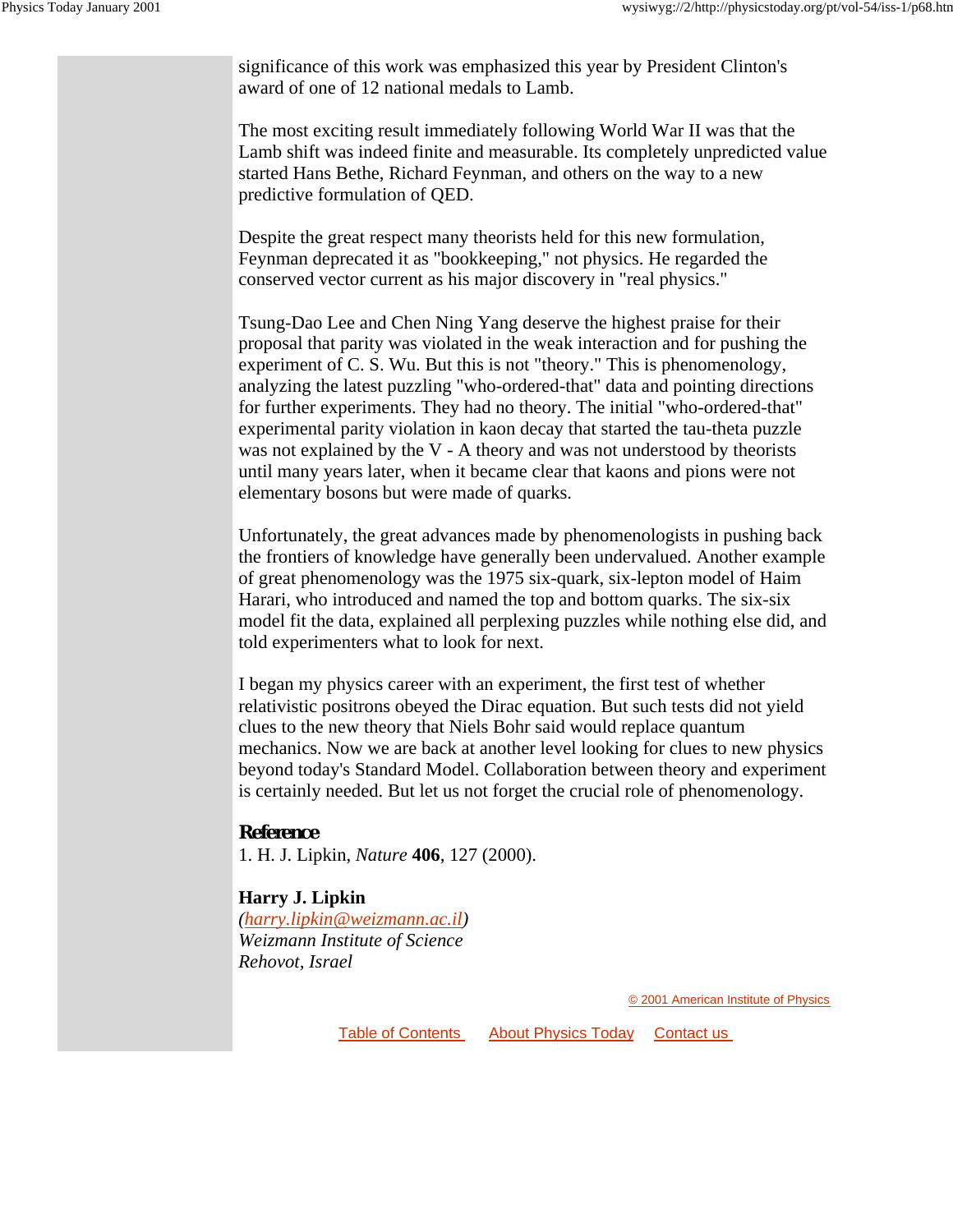significance of this work was emphasized this year by President Clinton's award of one of 12 national medals to Lamb.

The most exciting result immediately following World War II was that the Lamb shift was indeed finite and measurable. Its completely unpredicted value started Hans Bethe, Richard Feynman, and others on the way to a new predictive formulation of QED.

Despite the great respect many theorists held for this new formulation, Feynman deprecated it as "bookkeeping," not physics. He regarded the conserved vector current as his major discovery in "real physics."

Tsung-Dao Lee and Chen Ning Yang deserve the highest praise for their proposal that parity was violated in the weak interaction and for pushing the experiment of C. S. Wu. But this is not "theory." This is phenomenology, analyzing the latest puzzling "who-ordered-that" data and pointing directions for further experiments. They had no theory. The initial "who-ordered-that" experimental parity violation in kaon decay that started the tau-theta puzzle was not explained by the V - A theory and was not understood by theorists until many years later, when it became clear that kaons and pions were not elementary bosons but were made of quarks.

Unfortunately, the great advances made by phenomenologists in pushing back the frontiers of knowledge have generally been undervalued. Another example of great phenomenology was the 1975 six-quark, six-lepton model of Haim Harari, who introduced and named the top and bottom quarks. The six-six model fit the data, explained all perplexing puzzles while nothing else did, and told experimenters what to look for next.

I began my physics career with an experiment, the first test of whether relativistic positrons obeyed the Dirac equation. But such tests did not yield clues to the new theory that Niels Bohr said would replace quantum mechanics. Now we are back at another level looking for clues to new physics beyond today's Standard Model. Collaboration between theory and experiment is certainly needed. But let us not forget the crucial role of phenomenology.

### Reference

1. H. J. Lipkin, *Nature* **406**, 127 (2000).

**Harry J. Lipkin**
*(harry.lipkin@weizmann.ac.il)*
*Weizmann Institute of Science*
*Rehovot, Israel*

© 2001 American Institute of Physics

Table of Contents    About Physics Today    Contact us